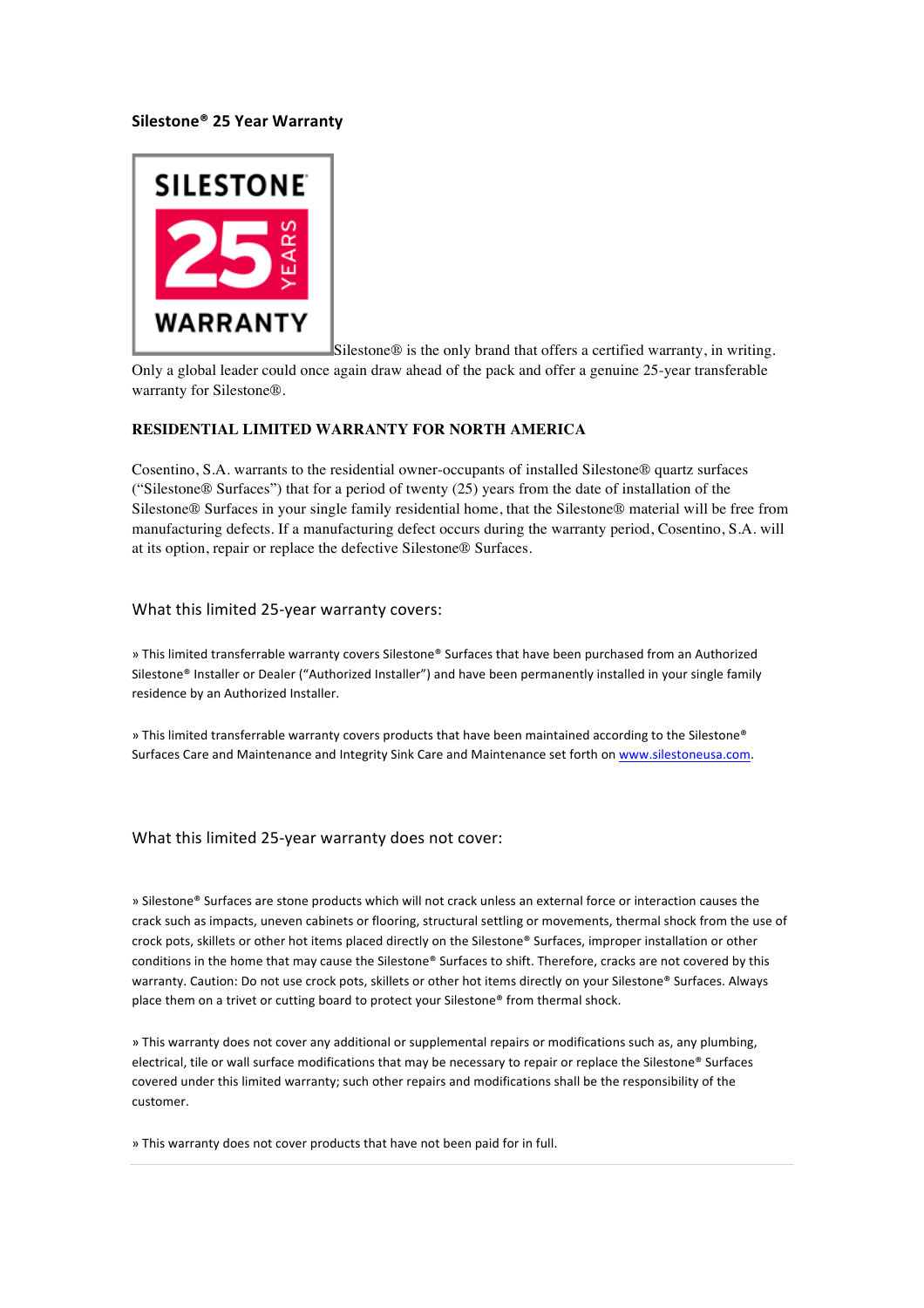### Silestone® 25 Year Warranty

SILESTONE 25 YEARS WARRANTY

Silestone® is the only brand that offers a certified warranty, in writing. Only a global leader could once again draw ahead of the pack and offer a genuine 25-year transferable warranty for Silestone®.

**RESIDENTIAL LIMITED WARRANTY FOR NORTH AMERICA**

Cosentino, S.A. warrants to the residential owner-occupants of installed Silestone® quartz surfaces ("Silestone® Surfaces") that for a period of twenty (25) years from the date of installation of the Silestone® Surfaces in your single family residential home, that the Silestone® material will be free from manufacturing defects. If a manufacturing defect occurs during the warranty period, Cosentino, S.A. will at its option, repair or replace the defective Silestone® Surfaces.

## What this limited 25-year warranty covers:

» This limited transferrable warranty covers Silestone® Surfaces that have been purchased from an Authorized Silestone® Installer or Dealer ("Authorized Installer") and have been permanently installed in your single family residence by an Authorized Installer.

» This limited transferrable warranty covers products that have been maintained according to the Silestone® Surfaces Care and Maintenance and Integrity Sink Care and Maintenance set forth on www.silestoneusa.com.

## What this limited 25-year warranty does not cover:

» Silestone® Surfaces are stone products which will not crack unless an external force or interaction causes the crack such as impacts, uneven cabinets or flooring, structural settling or movements, thermal shock from the use of crock pots, skillets or other hot items placed directly on the Silestone® Surfaces, improper installation or other conditions in the home that may cause the Silestone® Surfaces to shift. Therefore, cracks are not covered by this warranty. Caution: Do not use crock pots, skillets or other hot items directly on your Silestone® Surfaces. Always place them on a trivet or cutting board to protect your Silestone® from thermal shock.

» This warranty does not cover any additional or supplemental repairs or modifications such as, any plumbing, electrical, tile or wall surface modifications that may be necessary to repair or replace the Silestone® Surfaces covered under this limited warranty; such other repairs and modifications shall be the responsibility of the customer.

» This warranty does not cover products that have not been paid for in full.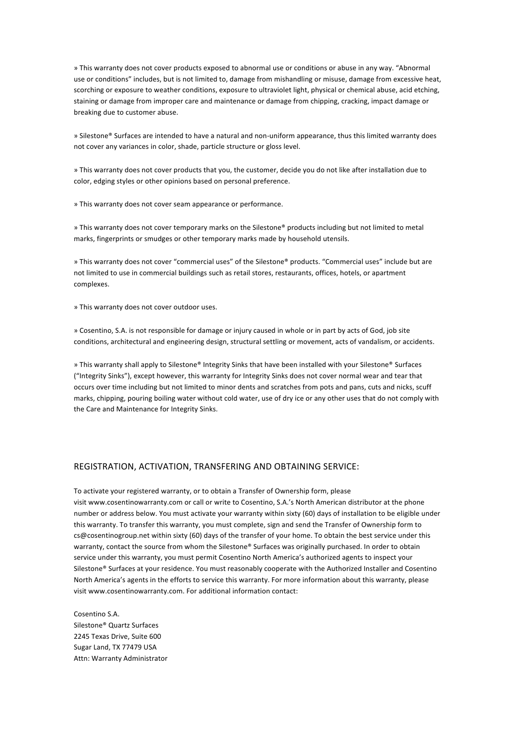» This warranty does not cover products exposed to abnormal use or conditions or abuse in any way. "Abnormal use or conditions" includes, but is not limited to, damage from mishandling or misuse, damage from excessive heat, scorching or exposure to weather conditions, exposure to ultraviolet light, physical or chemical abuse, acid etching, staining or damage from improper care and maintenance or damage from chipping, cracking, impact damage or breaking due to customer abuse.

» Silestone® Surfaces are intended to have a natural and non-uniform appearance, thus this limited warranty does not cover any variances in color, shade, particle structure or gloss level.

» This warranty does not cover products that you, the customer, decide you do not like after installation due to color, edging styles or other opinions based on personal preference.

» This warranty does not cover seam appearance or performance.

» This warranty does not cover temporary marks on the Silestone® products including but not limited to metal marks, fingerprints or smudges or other temporary marks made by household utensils.

» This warranty does not cover "commercial uses" of the Silestone® products. "Commercial uses" include but are not limited to use in commercial buildings such as retail stores, restaurants, offices, hotels, or apartment complexes.

» This warranty does not cover outdoor uses.

» Cosentino, S.A. is not responsible for damage or injury caused in whole or in part by acts of God, job site conditions, architectural and engineering design, structural settling or movement, acts of vandalism, or accidents.

» This warranty shall apply to Silestone® Integrity Sinks that have been installed with your Silestone® Surfaces ("Integrity Sinks"), except however, this warranty for Integrity Sinks does not cover normal wear and tear that occurs over time including but not limited to minor dents and scratches from pots and pans, cuts and nicks, scuff marks, chipping, pouring boiling water without cold water, use of dry ice or any other uses that do not comply with the Care and Maintenance for Integrity Sinks.

## REGISTRATION, ACTIVATION, TRANSFERING AND OBTAINING SERVICE:

To activate your registered warranty, or to obtain a Transfer of Ownership form, please visit www.cosentinowarranty.com or call or write to Cosentino, S.A.'s North American distributor at the phone number or address below. You must activate your warranty within sixty (60) days of installation to be eligible under this warranty. To transfer this warranty, you must complete, sign and send the Transfer of Ownership form to cs@cosentinogroup.net within sixty (60) days of the transfer of your home. To obtain the best service under this warranty, contact the source from whom the Silestone® Surfaces was originally purchased. In order to obtain service under this warranty, you must permit Cosentino North America's authorized agents to inspect your Silestone® Surfaces at your residence. You must reasonably cooperate with the Authorized Installer and Cosentino North America's agents in the efforts to service this warranty. For more information about this warranty, please visit www.cosentinowarranty.com. For additional information contact:

Cosentino S.A.
Silestone® Quartz Surfaces
2245 Texas Drive, Suite 600
Sugar Land, TX 77479 USA
Attn: Warranty Administrator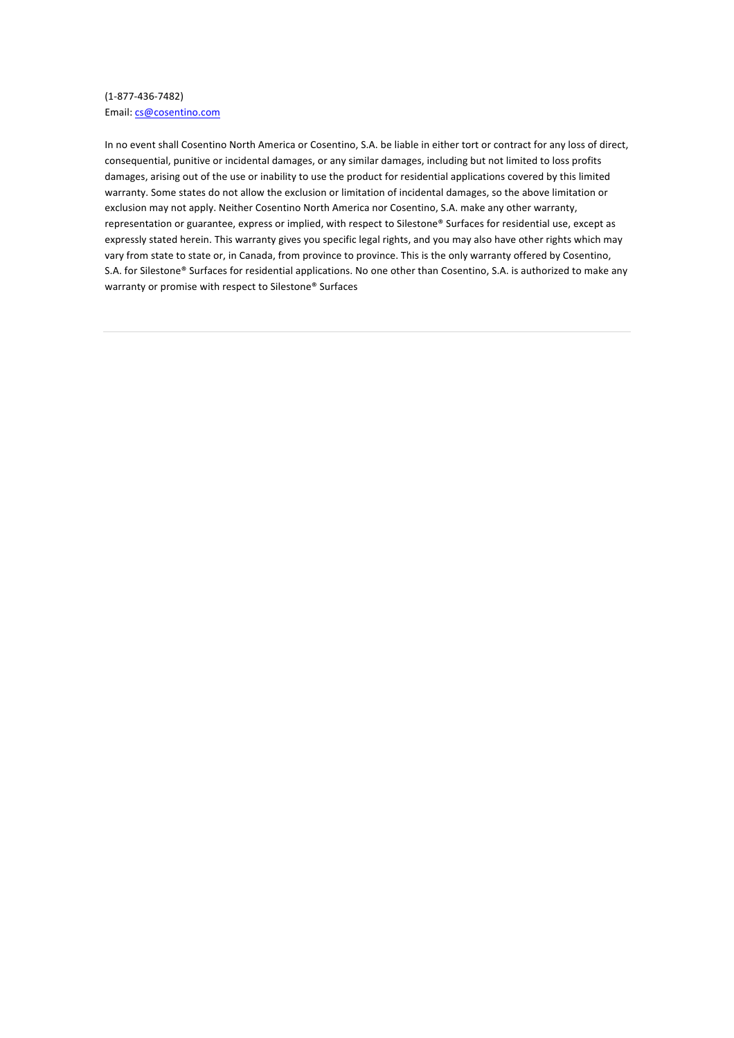(1-877-436-7482)
Email: cs@cosentino.com

In no event shall Cosentino North America or Cosentino, S.A. be liable in either tort or contract for any loss of direct, consequential, punitive or incidental damages, or any similar damages, including but not limited to loss profits damages, arising out of the use or inability to use the product for residential applications covered by this limited warranty. Some states do not allow the exclusion or limitation of incidental damages, so the above limitation or exclusion may not apply. Neither Cosentino North America nor Cosentino, S.A. make any other warranty, representation or guarantee, express or implied, with respect to Silestone® Surfaces for residential use, except as expressly stated herein. This warranty gives you specific legal rights, and you may also have other rights which may vary from state to state or, in Canada, from province to province. This is the only warranty offered by Cosentino, S.A. for Silestone® Surfaces for residential applications. No one other than Cosentino, S.A. is authorized to make any warranty or promise with respect to Silestone® Surfaces